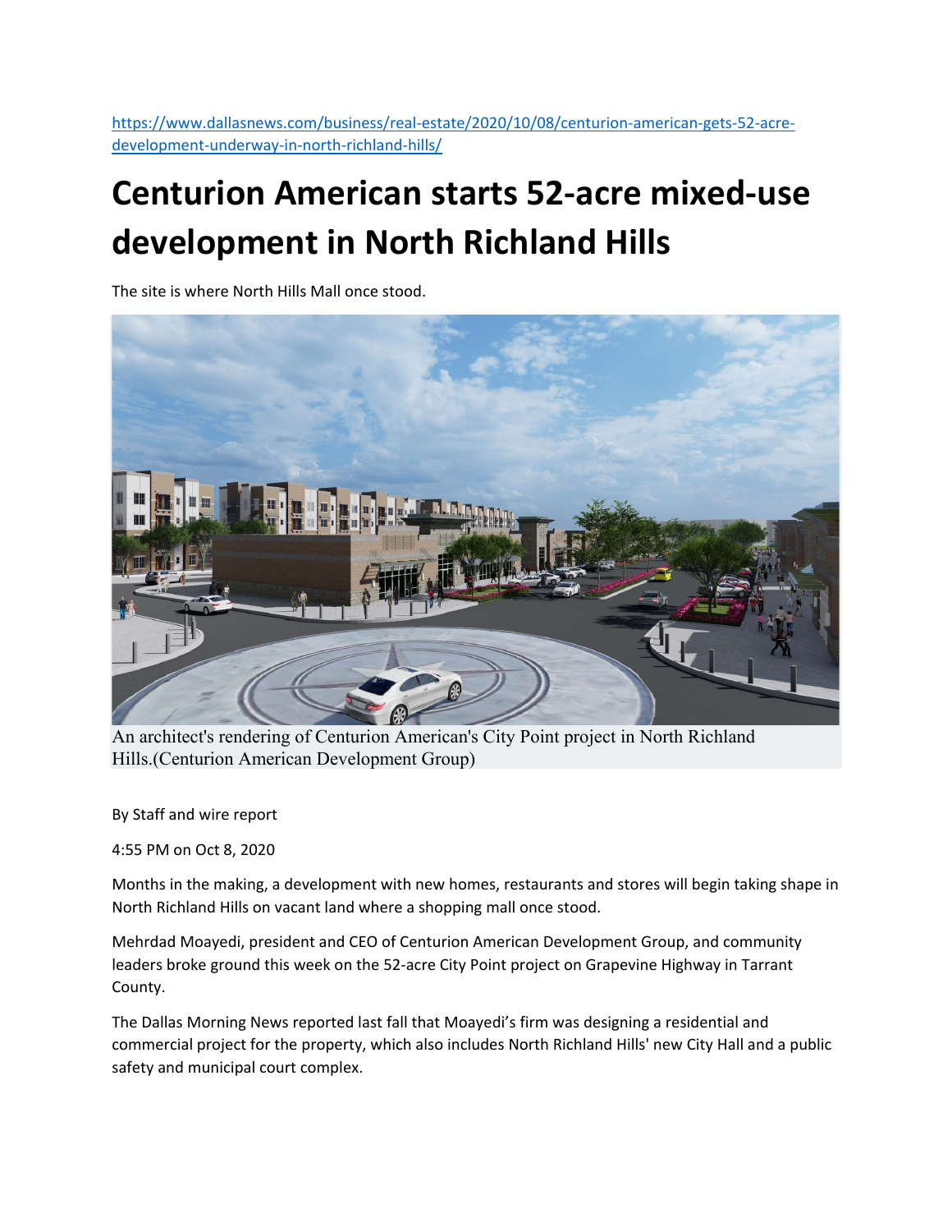https://www.dallasnews.com/business/real-estate/2020/10/08/centurion-american-gets-52-acre-development-underway-in-north-richland-hills/

# Centurion American starts 52-acre mixed-use development in North Richland Hills

The site is where North Hills Mall once stood.

An architect's rendering of Centurion American's City Point project in North Richland Hills.(Centurion American Development Group)

By Staff and wire report

4:55 PM on Oct 8, 2020

Months in the making, a development with new homes, restaurants and stores will begin taking shape in North Richland Hills on vacant land where a shopping mall once stood.

Mehrdad Moayedi, president and CEO of Centurion American Development Group, and community leaders broke ground this week on the 52-acre City Point project on Grapevine Highway in Tarrant County.

The Dallas Morning News reported last fall that Moayedi's firm was designing a residential and commercial project for the property, which also includes North Richland Hills' new City Hall and a public safety and municipal court complex.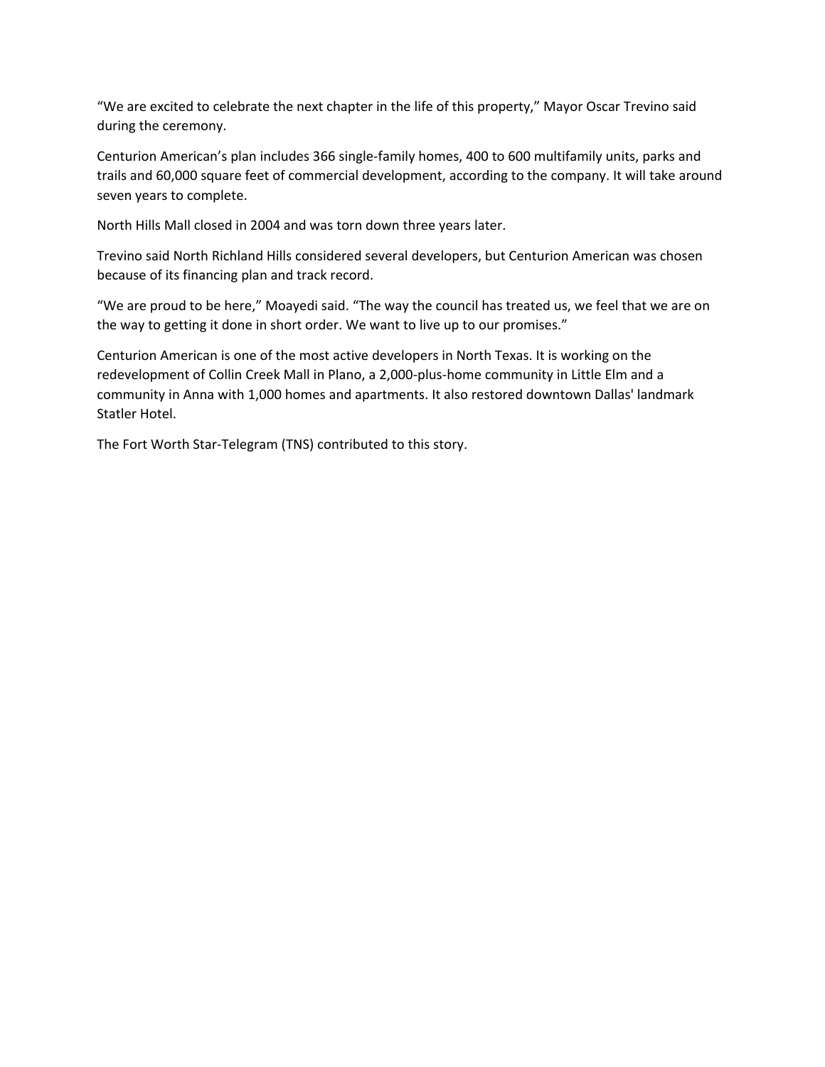“We are excited to celebrate the next chapter in the life of this property,” Mayor Oscar Trevino said during the ceremony.

Centurion American’s plan includes 366 single-family homes, 400 to 600 multifamily units, parks and trails and 60,000 square feet of commercial development, according to the company. It will take around seven years to complete.

North Hills Mall closed in 2004 and was torn down three years later.

Trevino said North Richland Hills considered several developers, but Centurion American was chosen because of its financing plan and track record.

“We are proud to be here,” Moayedi said. “The way the council has treated us, we feel that we are on the way to getting it done in short order. We want to live up to our promises.”

Centurion American is one of the most active developers in North Texas. It is working on the redevelopment of Collin Creek Mall in Plano, a 2,000-plus-home community in Little Elm and a community in Anna with 1,000 homes and apartments. It also restored downtown Dallas' landmark Statler Hotel.

The Fort Worth Star-Telegram (TNS) contributed to this story.